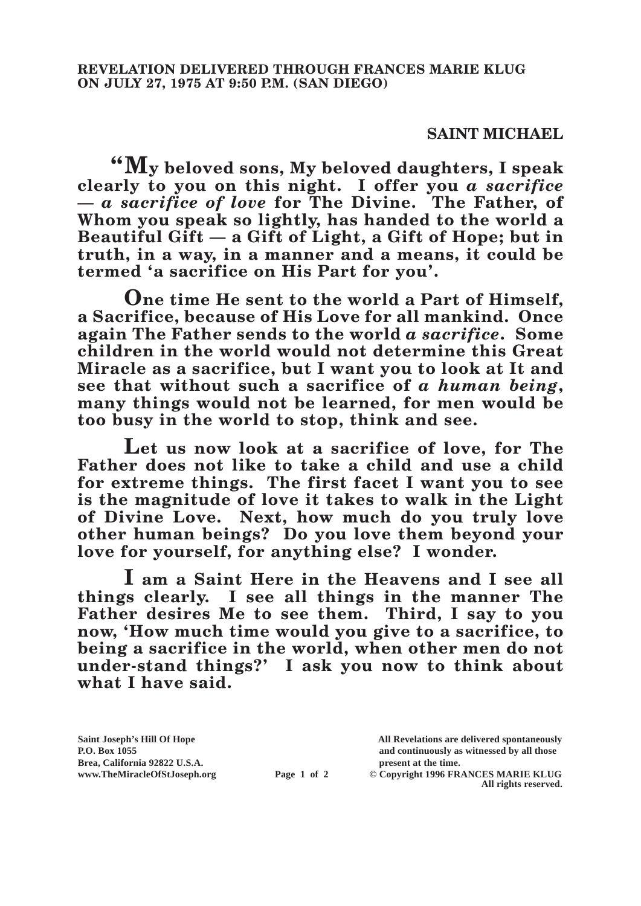**REVELATION DELIVERED THROUGH FRANCES MARIE KLUG ON JULY 27, 1975 AT 9:50 P.M. (SAN DIEGO)**

## SAINT MICHAEL

**"My beloved sons, My beloved daughters, I speak clearly to you on this night. I offer you *a sacrifice — a sacrifice of love* for The Divine. The Father, of Whom you speak so lightly, has handed to the world a Beautiful Gift — a Gift of Light, a Gift of Hope; but in truth, in a way, in a manner and a means, it could be termed 'a sacrifice on His Part for you'.**

**One time He sent to the world a Part of Himself, a Sacrifice, because of His Love for all mankind. Once again The Father sends to the world *a sacrifice*. Some children in the world would not determine this Great Miracle as a sacrifice, but I want you to look at It and see that without such a sacrifice of *a human being*, many things would not be learned, for men would be too busy in the world to stop, think and see.**

**Let us now look at a sacrifice of love, for The Father does not like to take a child and use a child for extreme things. The first facet I want you to see is the magnitude of love it takes to walk in the Light of Divine Love. Next, how much do you truly love other human beings? Do you love them beyond your love for yourself, for anything else? I wonder.**

**I am a Saint Here in the Heavens and I see all things clearly. I see all things in the manner The Father desires Me to see them. Third, I say to you now, 'How much time would you give to a sacrifice, to being a sacrifice in the world, when other men do not under-stand things?' I ask you now to think about what I have said.**

Saint Joseph's Hill Of Hope
P.O. Box 1055
Brea, California 92822 U.S.A.
www.TheMiracleOfStJoseph.org

All Revelations are delivered spontaneously and continuously as witnessed by all those present at the time.
© Copyright 1996 FRANCES MARIE KLUG
All rights reserved.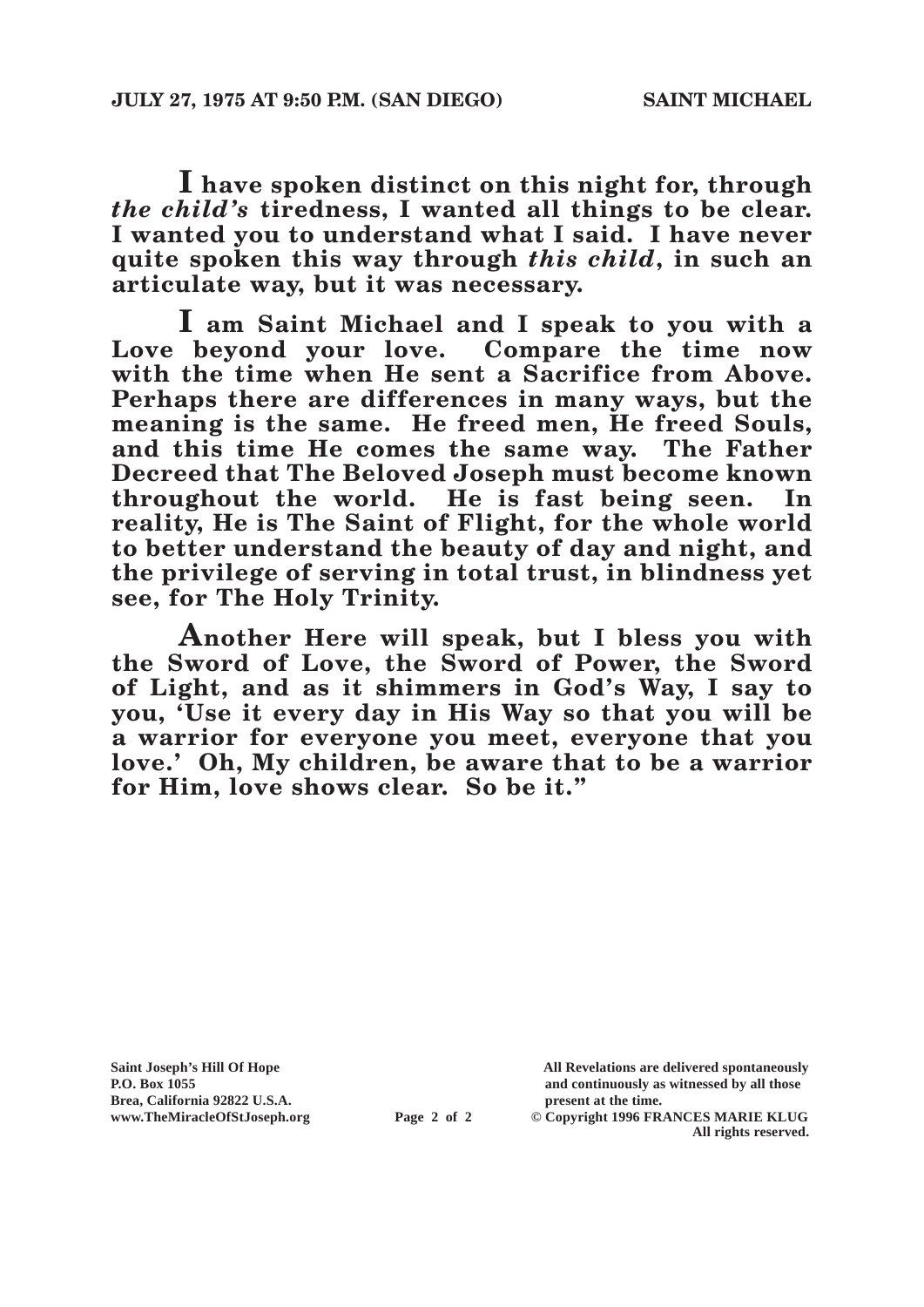**I have spoken distinct on this night for, through *the child's* tiredness, I wanted all things to be clear. I wanted you to understand what I said. I have never quite spoken this way through *this child*, in such an articulate way, but it was necessary.**

**I am Saint Michael and I speak to you with a Love beyond your love. Compare the time now with the time when He sent a Sacrifice from Above. Perhaps there are differences in many ways, but the meaning is the same. He freed men, He freed Souls, and this time He comes the same way. The Father Decreed that The Beloved Joseph must become known throughout the world. He is fast being seen. In reality, He is The Saint of Flight, for the whole world to better understand the beauty of day and night, and the privilege of serving in total trust, in blindness yet see, for The Holy Trinity.**

**Another Here will speak, but I bless you with the Sword of Love, the Sword of Power, the Sword of Light, and as it shimmers in God's Way, I say to you, 'Use it every day in His Way so that you will be a warrior for everyone you meet, everyone that you love.' Oh, My children, be aware that to be a warrior for Him, love shows clear. So be it."**

Saint Joseph's Hill Of Hope
P.O. Box 1055
Brea, California 92822 U.S.A.
www.TheMiracleOfStJoseph.org

All Revelations are delivered spontaneously and continuously as witnessed by all those present at the time.
© Copyright 1996 FRANCES MARIE KLUG
All rights reserved.